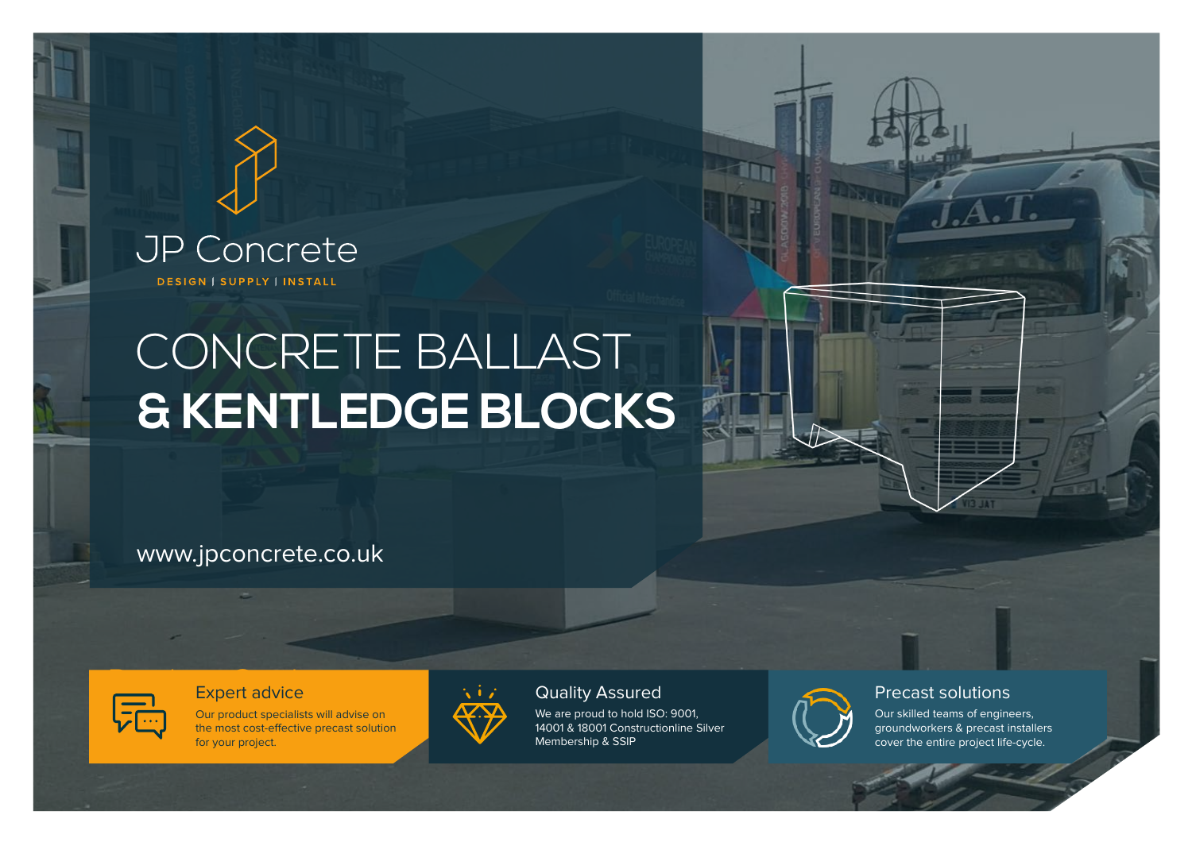JP Concrete

DESIGN | SUPPLY | INSTALL

# CONCRETE BALLAST **& KENTLEDGE BLOCKS**

www.jpconcrete.co.uk

### Expert advice

Our product specialists will advise on the most cost-effective precast solution for your project.

### Quality Assured

We are proud to hold ISO: 9001, 14001 & 18001 Constructionline Silver Membership & SSIP

### Precast solutions

Our skilled teams of engineers, groundworkers & precast installers cover the entire project life-cycle.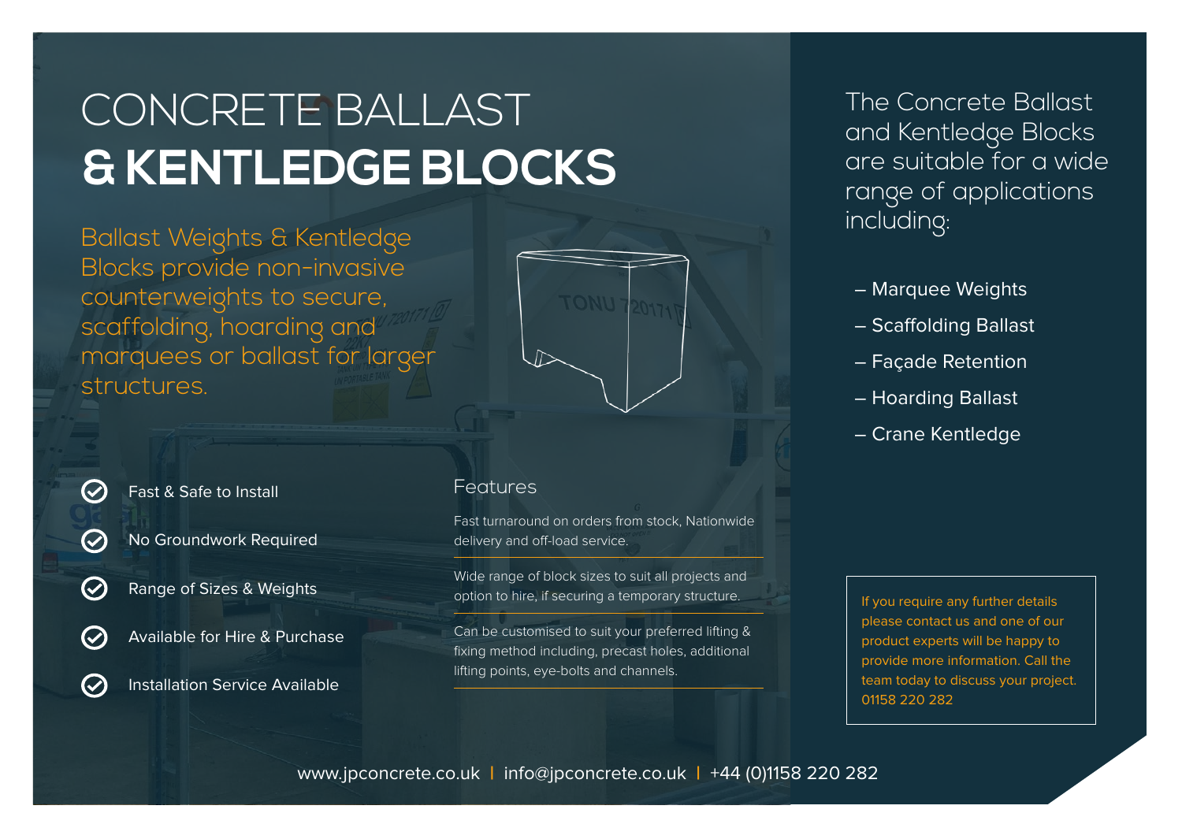# CONCRETE BALLAST **& KENTLEDGE BLOCKS**

Ballast Weights & Kentledge Blocks provide non-invasive counterweights to secure, scaffolding, hoarding and marquees or ballast for larger structures.

- Fast & Safe to Install
- No Groundwork Required
- Range of Sizes & Weights
- Available for Hire & Purchase
- Installation Service Available

## Features

Fast turnaround on orders from stock, Nationwide delivery and off-load service.

Wide range of block sizes to suit all projects and option to hire, if securing a temporary structure.

Can be customised to suit your preferred lifting & fixing method including, precast holes, additional lifting points, eye-bolts and channels.

The Concrete Ballast and Kentledge Blocks are suitable for a wide range of applications including:

- Marquee Weights
- Scaffolding Ballast
- Façade Retention
- Hoarding Ballast
- Crane Kentledge

If you require any further details please contact us and one of our product experts will be happy to provide more information. Call the team today to discuss your project. 01158 220 282

www.jpconcrete.co.uk | info@jpconcrete.co.uk | +44 (0)1158 220 282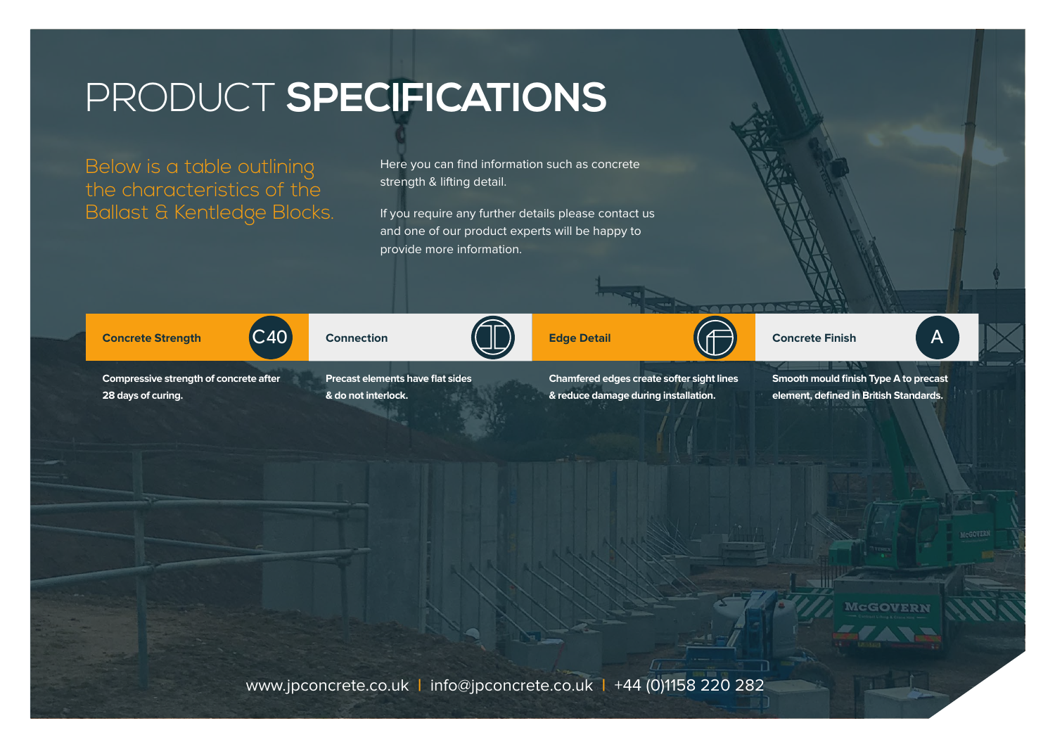# PRODUCT **SPECIFICATIONS**

Below is a table outlining the characteristics of the Ballast & Kentledge Blocks.

Here you can find information such as concrete strength & lifting detail.

If you require any further details please contact us and one of our product experts will be happy to provide more information.

| Concrete Strength (C40) | Connection | Edge Detail | Concrete Finish (A) |
| --- | --- | --- | --- |
| Compressive strength of concrete after 28 days of curing. | Precast elements have flat sides & do not interlock. | Chamfered edges create softer sight lines & reduce damage during installation. | Smooth mould finish Type A to precast element, defined in British Standards. |

www.jpconcrete.co.uk | info@jpconcrete.co.uk | +44 (0)1158 220 282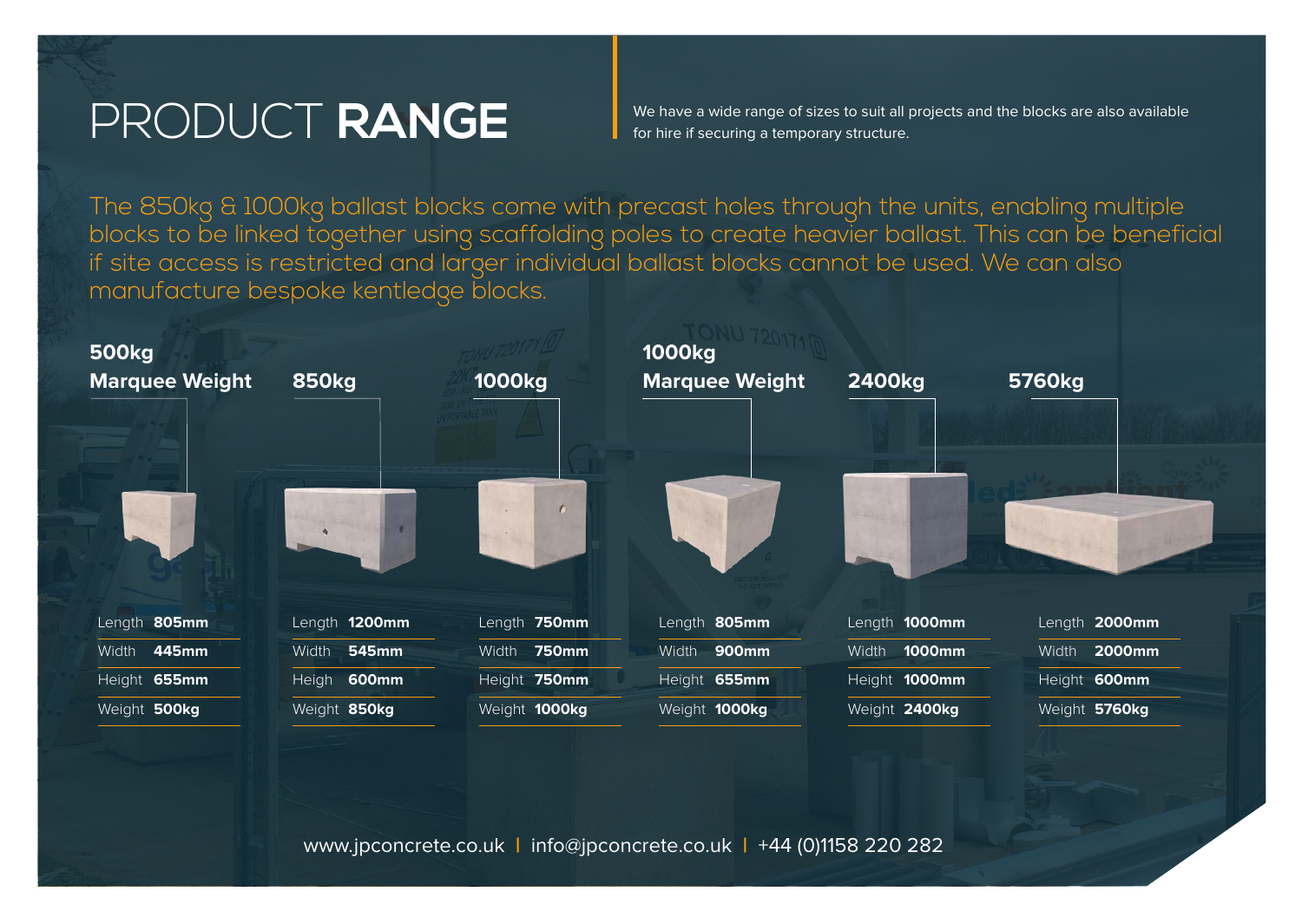# PRODUCT **RANGE**

We have a wide range of sizes to suit all projects and the blocks are also available for hire if securing a temporary structure.

The 850kg & 1000kg ballast blocks come with precast holes through the units, enabling multiple blocks to be linked together using scaffolding poles to create heavier ballast. This can be beneficial if site access is restricted and larger individual ballast blocks cannot be used. We can also manufacture bespoke kentledge blocks.

| | 500kg Marquee Weight | 850kg | 1000kg | 1000kg Marquee Weight | 2400kg | 5760kg |
|---|---|---|---|---|---|---|
| Length | **805mm** | **1200mm** | **750mm** | **805mm** | **1000mm** | **2000mm** |
| Width | **445mm** | **545mm** | **750mm** | **900mm** | **1000mm** | **2000mm** |
| Height | **655mm** | **600mm** | **750mm** | **655mm** | **1000mm** | **600mm** |
| Weight | **500kg** | **850kg** | **1000kg** | **1000kg** | **2400kg** | **5760kg** |

www.jpconcrete.co.uk | info@jpconcrete.co.uk | +44 (0)1158 220 282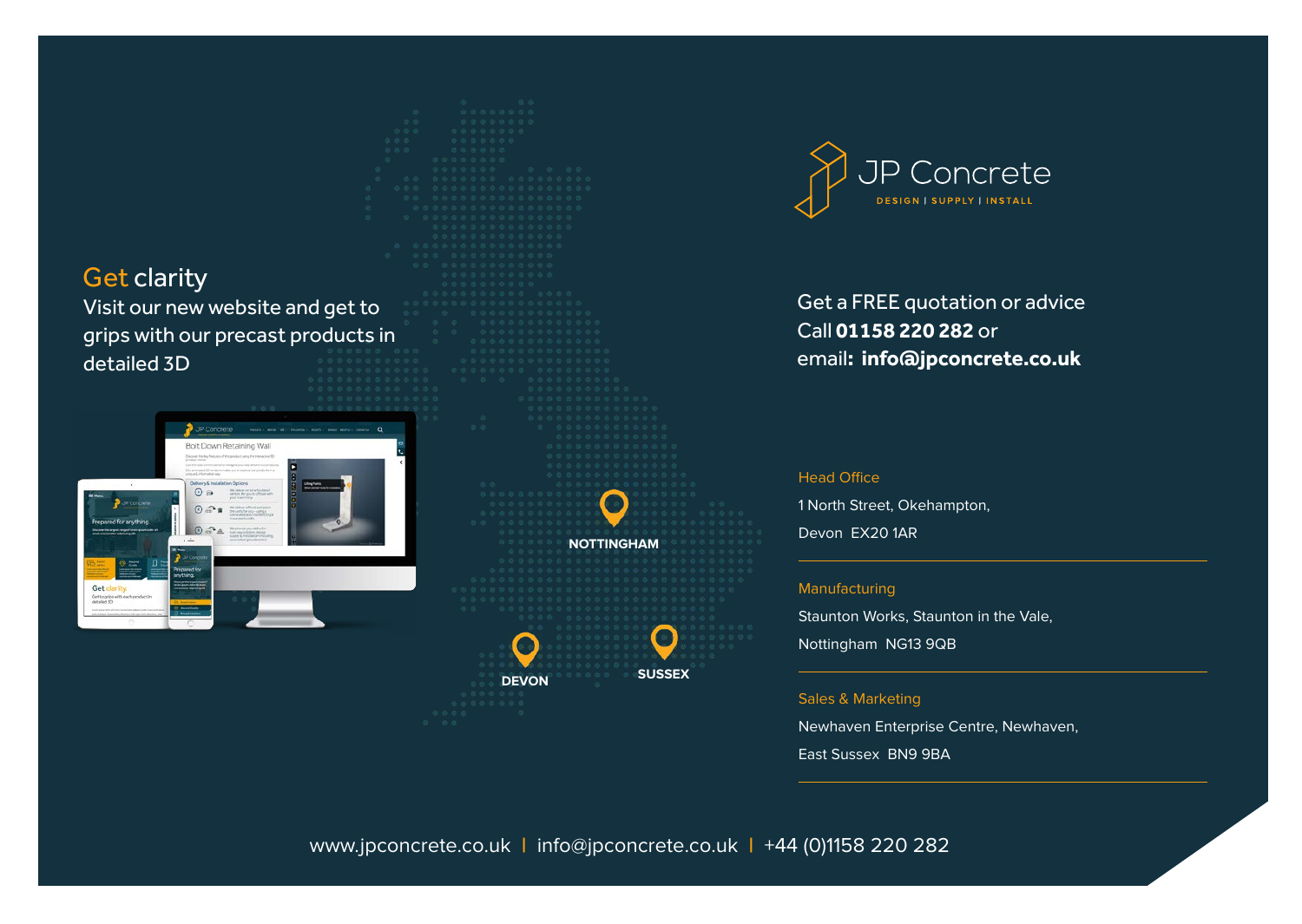## Get clarity

Visit our new website and get to grips with our precast products in detailed 3D

NOTTINGHAM

DEVON

SUSSEX

JP Concrete

DESIGN | SUPPLY | INSTALL

Get a FREE quotation or advice
Call **01158 220 282** or
email**: info@jpconcrete.co.uk**

Head Office

1 North Street, Okehampton,

Devon EX20 1AR

Manufacturing

Staunton Works, Staunton in the Vale,

Nottingham NG13 9QB

Sales & Marketing

Newhaven Enterprise Centre, Newhaven,

East Sussex BN9 9BA

www.jpconcrete.co.uk | info@jpconcrete.co.uk | +44 (0)1158 220 282